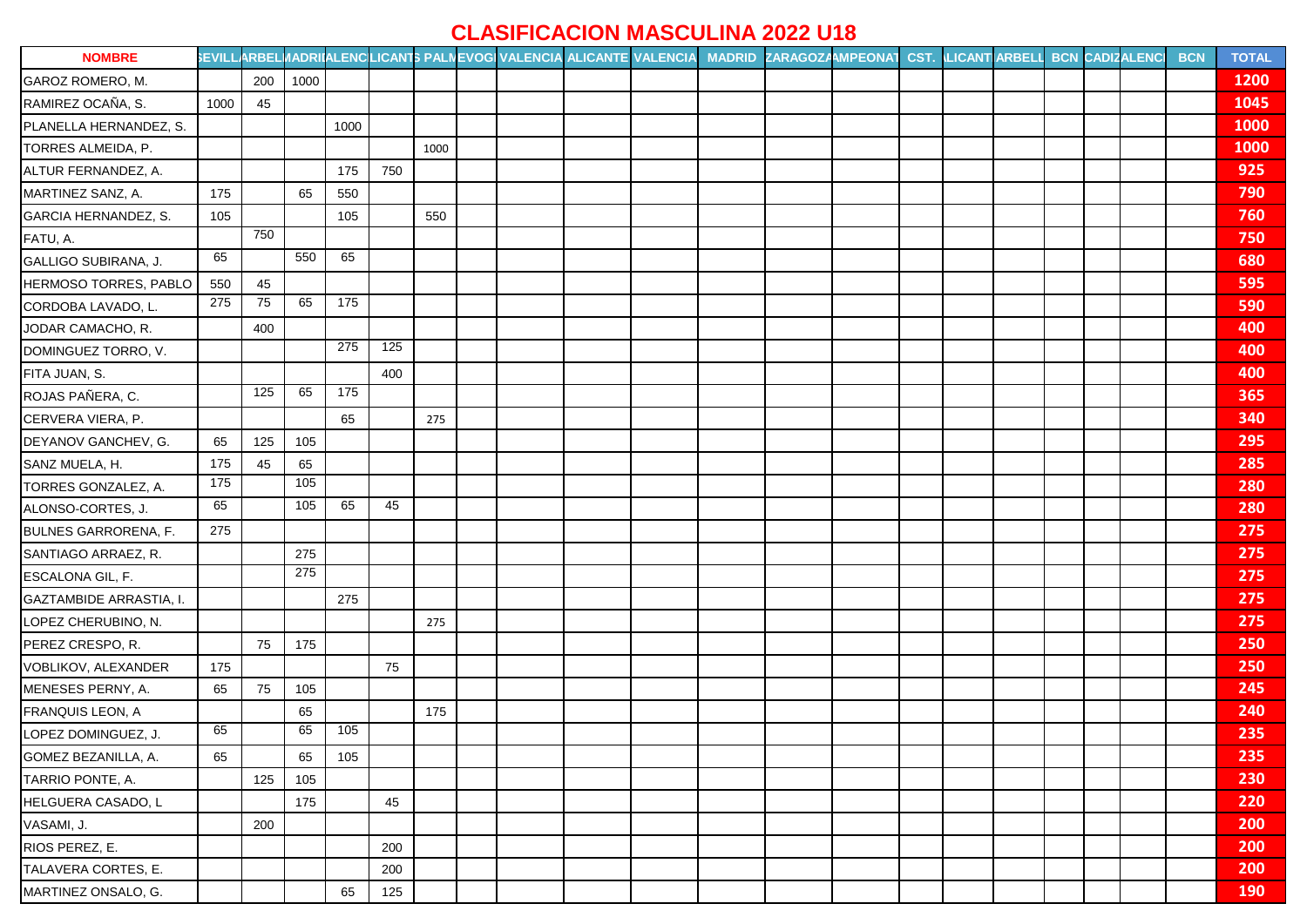# CLASIFICACION MASCULINA 2022 U18

| NOMBRE | SEVILLA | MARBELLA | MADRID | VALENCIA | ALICANTE | S PALMA | VEGO | VALENCIA | ALICANTE | VALENCIA | MADRID | ZARAGOZA | CAMPEONAT | CST. | ALICANTE | MARBELLA | BCN | CADIZ | VALENCIA | BCN | TOTAL |
|---|---|---|---|---|---|---|---|---|---|---|---|---|---|---|---|---|---|---|---|---|---|
| GAROZ ROMERO, M. | | 200 | 1000 | | | | | | | | | | | | | | | | | | 1200 |
| RAMIREZ OCAÑA, S. | 1000 | 45 | | | | | | | | | | | | | | | | | | | 1045 |
| PLANELLA HERNANDEZ, S. | | | | 1000 | | | | | | | | | | | | | | | | | 1000 |
| TORRES ALMEIDA, P. | | | | | | 1000 | | | | | | | | | | | | | | | 1000 |
| ALTUR FERNANDEZ, A. | | | | 175 | 750 | | | | | | | | | | | | | | | | 925 |
| MARTINEZ SANZ, A. | 175 | | 65 | 550 | | | | | | | | | | | | | | | | | 790 |
| GARCIA HERNANDEZ, S. | 105 | | | 105 | | 550 | | | | | | | | | | | | | | | 760 |
| FATU, A. | | 750 | | | | | | | | | | | | | | | | | | | 750 |
| GALLIGO SUBIRANA, J. | 65 | | 550 | 65 | | | | | | | | | | | | | | | | | 680 |
| HERMOSO TORRES, PABLO | 550 | 45 | | | | | | | | | | | | | | | | | | | 595 |
| CORDOBA LAVADO, L. | 275 | 75 | 65 | 175 | | | | | | | | | | | | | | | | | 590 |
| JODAR CAMACHO, R. | | 400 | | | | | | | | | | | | | | | | | | | 400 |
| DOMINGUEZ TORRO, V. | | | | 275 | 125 | | | | | | | | | | | | | | | | 400 |
| FITA JUAN, S. | | | | | 400 | | | | | | | | | | | | | | | | 400 |
| ROJAS PAÑERA, C. | | 125 | 65 | 175 | | | | | | | | | | | | | | | | | 365 |
| CERVERA VIERA, P. | | | | 65 | | 275 | | | | | | | | | | | | | | | 340 |
| DEYANOV GANCHEV, G. | 65 | 125 | 105 | | | | | | | | | | | | | | | | | | 295 |
| SANZ MUELA, H. | 175 | 45 | 65 | | | | | | | | | | | | | | | | | | 285 |
| TORRES GONZALEZ, A. | 175 | | 105 | | | | | | | | | | | | | | | | | | 280 |
| ALONSO-CORTES, J. | 65 | | 105 | 65 | 45 | | | | | | | | | | | | | | | | 280 |
| BULNES GARRORENA, F. | 275 | | | | | | | | | | | | | | | | | | | | 275 |
| SANTIAGO ARRAEZ, R. | | | 275 | | | | | | | | | | | | | | | | | | 275 |
| ESCALONA GIL, F. | | | 275 | | | | | | | | | | | | | | | | | | 275 |
| GAZTAMBIDE ARRASTIA, I. | | | | 275 | | | | | | | | | | | | | | | | | 275 |
| LOPEZ CHERUBINO, N. | | | | | | 275 | | | | | | | | | | | | | | | 275 |
| PEREZ CRESPO, R. | | 75 | 175 | | | | | | | | | | | | | | | | | | 250 |
| VOBLIKOV, ALEXANDER | 175 | | | | 75 | | | | | | | | | | | | | | | | 250 |
| MENESES PERNY, A. | 65 | 75 | 105 | | | | | | | | | | | | | | | | | | 245 |
| FRANQUIS LEON, A | | | 65 | | | 175 | | | | | | | | | | | | | | | 240 |
| LOPEZ DOMINGUEZ, J. | 65 | | 65 | 105 | | | | | | | | | | | | | | | | | 235 |
| GOMEZ BEZANILLA, A. | 65 | | 65 | 105 | | | | | | | | | | | | | | | | | 235 |
| TARRIO PONTE, A. | | 125 | 105 | | | | | | | | | | | | | | | | | | 230 |
| HELGUERA CASADO, L | | | 175 | | 45 | | | | | | | | | | | | | | | | 220 |
| VASAMI, J. | | 200 | | | | | | | | | | | | | | | | | | | 200 |
| RIOS PEREZ, E. | | | | | 200 | | | | | | | | | | | | | | | | 200 |
| TALAVERA CORTES, E. | | | | | 200 | | | | | | | | | | | | | | | | 200 |
| MARTINEZ ONSALO, G. | | | | 65 | 125 | | | | | | | | | | | | | | | | 190 |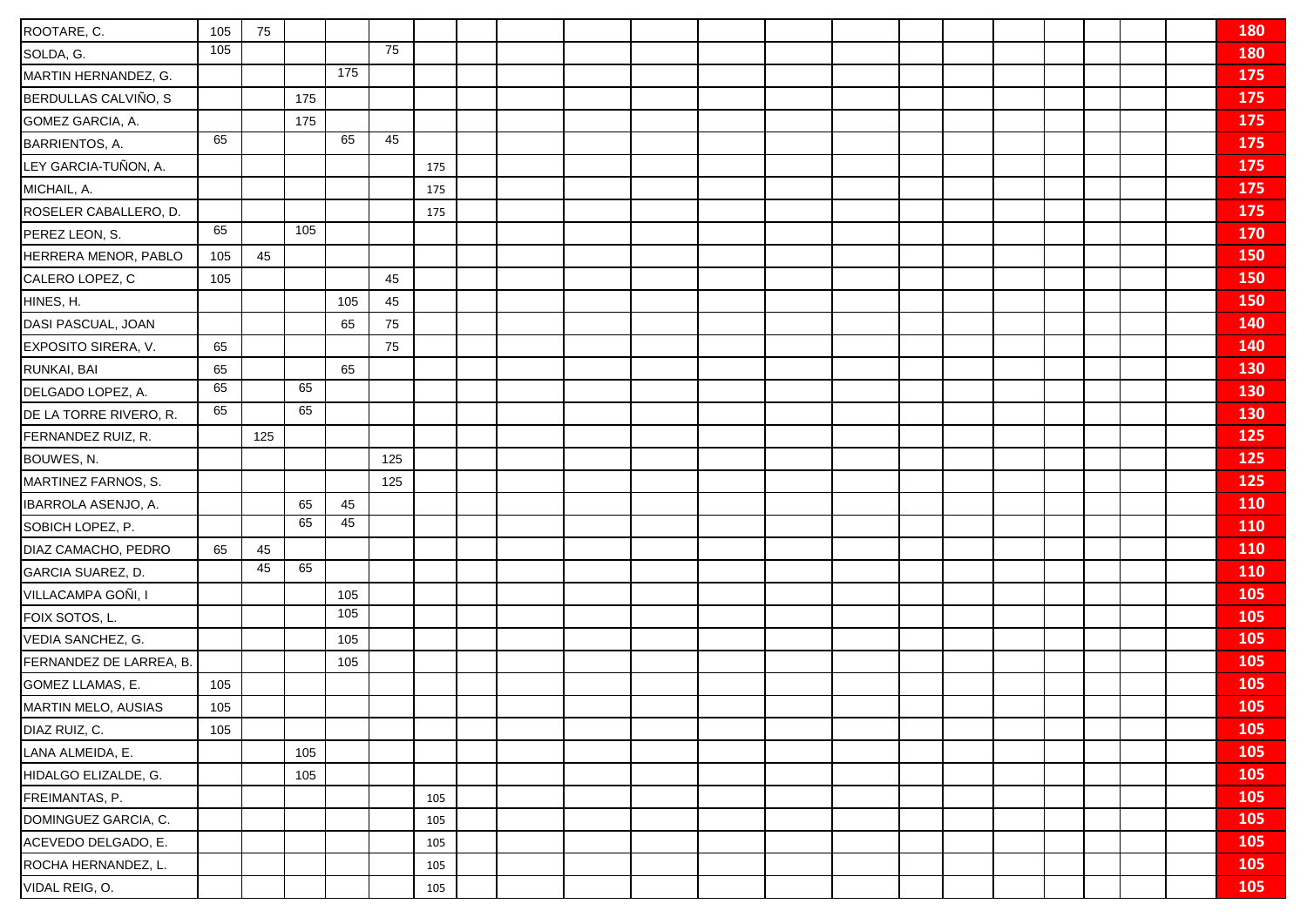| | | | | | | | | | | | | | | | | | | | | | |
|---|---|---|---|---|---|---|---|---|---|---|---|---|---|---|---|---|---|---|---|---|---|
| ROOTARE, C. | 105 | 75 | | | | | | | | | | | | | | | | | | | **180** |
| SOLDA, G. | 105 | | | | 75 | | | | | | | | | | | | | | | | **180** |
| MARTIN HERNANDEZ, G. | | | | 175 | | | | | | | | | | | | | | | | | **175** |
| BERDULLAS CALVIÑO, S | | | 175 | | | | | | | | | | | | | | | | | | **175** |
| GOMEZ GARCIA, A. | | | 175 | | | | | | | | | | | | | | | | | | **175** |
| BARRIENTOS, A. | 65 | | | 65 | 45 | | | | | | | | | | | | | | | | **175** |
| LEY GARCIA-TUÑON, A. | | | | | | 175 | | | | | | | | | | | | | | | **175** |
| MICHAIL, A. | | | | | | 175 | | | | | | | | | | | | | | | **175** |
| ROSELER CABALLERO, D. | | | | | | 175 | | | | | | | | | | | | | | | **175** |
| PEREZ LEON, S. | 65 | | 105 | | | | | | | | | | | | | | | | | | **170** |
| HERRERA MENOR, PABLO | 105 | 45 | | | | | | | | | | | | | | | | | | | **150** |
| CALERO LOPEZ, C | 105 | | | | 45 | | | | | | | | | | | | | | | | **150** |
| HINES, H. | | | | 105 | 45 | | | | | | | | | | | | | | | | **150** |
| DASI PASCUAL, JOAN | | | | 65 | 75 | | | | | | | | | | | | | | | | **140** |
| EXPOSITO SIRERA, V. | 65 | | | | 75 | | | | | | | | | | | | | | | | **140** |
| RUNKAI, BAI | 65 | | | 65 | | | | | | | | | | | | | | | | | **130** |
| DELGADO LOPEZ, A. | 65 | | 65 | | | | | | | | | | | | | | | | | | **130** |
| DE LA TORRE RIVERO, R. | 65 | | 65 | | | | | | | | | | | | | | | | | | **130** |
| FERNANDEZ RUIZ, R. | | 125 | | | | | | | | | | | | | | | | | | | **125** |
| BOUWES, N. | | | | | 125 | | | | | | | | | | | | | | | | **125** |
| MARTINEZ FARNOS, S. | | | | | 125 | | | | | | | | | | | | | | | | **125** |
| IBARROLA ASENJO, A. | | | 65 | 45 | | | | | | | | | | | | | | | | | **110** |
| SOBICH LOPEZ, P. | | | 65 | 45 | | | | | | | | | | | | | | | | | **110** |
| DIAZ CAMACHO, PEDRO | 65 | 45 | | | | | | | | | | | | | | | | | | | **110** |
| GARCIA SUAREZ, D. | | 45 | 65 | | | | | | | | | | | | | | | | | | **110** |
| VILLACAMPA GOÑI, I | | | | 105 | | | | | | | | | | | | | | | | | **105** |
| FOIX SOTOS, L. | | | | 105 | | | | | | | | | | | | | | | | | **105** |
| VEDIA SANCHEZ, G. | | | | 105 | | | | | | | | | | | | | | | | | **105** |
| FERNANDEZ DE LARREA, B. | | | | 105 | | | | | | | | | | | | | | | | | **105** |
| GOMEZ LLAMAS, E. | 105 | | | | | | | | | | | | | | | | | | | | **105** |
| MARTIN MELO, AUSIAS | 105 | | | | | | | | | | | | | | | | | | | | **105** |
| DIAZ RUIZ, C. | 105 | | | | | | | | | | | | | | | | | | | | **105** |
| LANA ALMEIDA, E. | | | 105 | | | | | | | | | | | | | | | | | | **105** |
| HIDALGO ELIZALDE, G. | | | 105 | | | | | | | | | | | | | | | | | | **105** |
| FREIMANTAS, P. | | | | | | 105 | | | | | | | | | | | | | | | **105** |
| DOMINGUEZ GARCIA, C. | | | | | | 105 | | | | | | | | | | | | | | | **105** |
| ACEVEDO DELGADO, E. | | | | | | 105 | | | | | | | | | | | | | | | **105** |
| ROCHA HERNANDEZ, L. | | | | | | 105 | | | | | | | | | | | | | | | **105** |
| VIDAL REIG, O. | | | | | | 105 | | | | | | | | | | | | | | | **105** |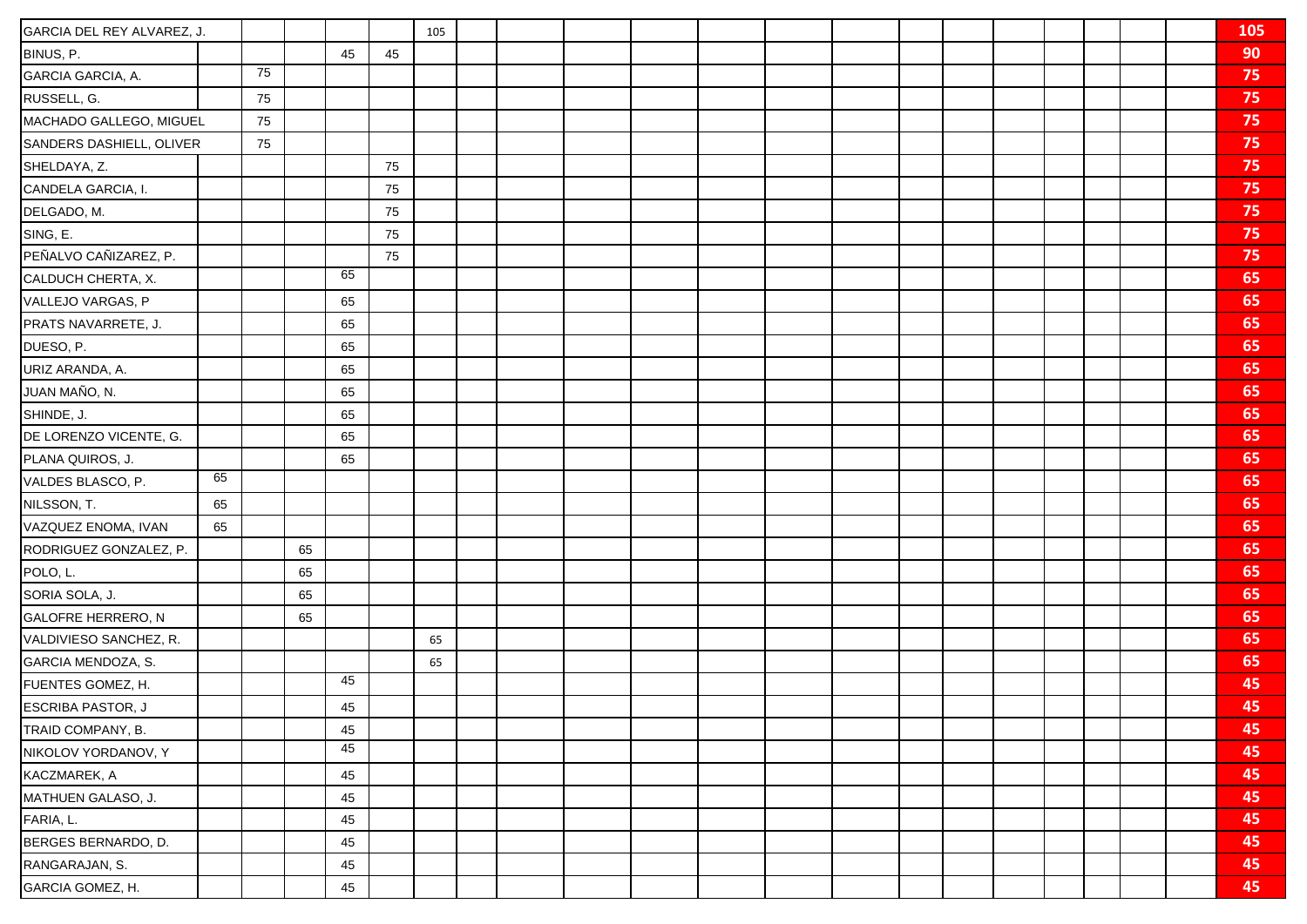| | | | | | | | | | | | | | | | | | | | | | |
|---|---|---|---|---|---|---|---|---|---|---|---|---|---|---|---|---|---|---|---|---|---|
| GARCIA DEL REY ALVAREZ, J. | | | | | | 105 | | | | | | | | | | | | | | | 105 |
| BINUS, P. | | | | 45 | 45 | | | | | | | | | | | | | | | | 90 |
| GARCIA GARCIA, A. | | 75 | | | | | | | | | | | | | | | | | | | 75 |
| RUSSELL, G. | | 75 | | | | | | | | | | | | | | | | | | | 75 |
| MACHADO GALLEGO, MIGUEL | | 75 | | | | | | | | | | | | | | | | | | | 75 |
| SANDERS DASHIELL, OLIVER | | 75 | | | | | | | | | | | | | | | | | | | 75 |
| SHELDAYA, Z. | | | | | 75 | | | | | | | | | | | | | | | | 75 |
| CANDELA GARCIA, I. | | | | | 75 | | | | | | | | | | | | | | | | 75 |
| DELGADO, M. | | | | | 75 | | | | | | | | | | | | | | | | 75 |
| SING, E. | | | | | 75 | | | | | | | | | | | | | | | | 75 |
| PEÑALVO CAÑIZAREZ, P. | | | | | 75 | | | | | | | | | | | | | | | | 75 |
| CALDUCH CHERTA, X. | | | | 65 | | | | | | | | | | | | | | | | | 65 |
| VALLEJO VARGAS, P | | | | 65 | | | | | | | | | | | | | | | | | 65 |
| PRATS NAVARRETE, J. | | | | 65 | | | | | | | | | | | | | | | | | 65 |
| DUESO, P. | | | | 65 | | | | | | | | | | | | | | | | | 65 |
| URIZ ARANDA, A. | | | | 65 | | | | | | | | | | | | | | | | | 65 |
| JUAN MAÑO, N. | | | | 65 | | | | | | | | | | | | | | | | | 65 |
| SHINDE, J. | | | | 65 | | | | | | | | | | | | | | | | | 65 |
| DE LORENZO VICENTE, G. | | | | 65 | | | | | | | | | | | | | | | | | 65 |
| PLANA QUIROS, J. | | | | 65 | | | | | | | | | | | | | | | | | 65 |
| VALDES BLASCO, P. | 65 | | | | | | | | | | | | | | | | | | | | 65 |
| NILSSON, T. | 65 | | | | | | | | | | | | | | | | | | | | 65 |
| VAZQUEZ ENOMA, IVAN | 65 | | | | | | | | | | | | | | | | | | | | 65 |
| RODRIGUEZ GONZALEZ, P. | | | 65 | | | | | | | | | | | | | | | | | | 65 |
| POLO, L. | | | 65 | | | | | | | | | | | | | | | | | | 65 |
| SORIA SOLA, J. | | | 65 | | | | | | | | | | | | | | | | | | 65 |
| GALOFRE HERRERO, N | | | 65 | | | | | | | | | | | | | | | | | | 65 |
| VALDIVIESO SANCHEZ, R. | | | | | | 65 | | | | | | | | | | | | | | | 65 |
| GARCIA MENDOZA, S. | | | | | | 65 | | | | | | | | | | | | | | | 65 |
| FUENTES GOMEZ, H. | | | | 45 | | | | | | | | | | | | | | | | | 45 |
| ESCRIBA PASTOR, J | | | | 45 | | | | | | | | | | | | | | | | | 45 |
| TRAID COMPANY, B. | | | | 45 | | | | | | | | | | | | | | | | | 45 |
| NIKOLOV YORDANOV, Y | | | | 45 | | | | | | | | | | | | | | | | | 45 |
| KACZMAREK, A | | | | 45 | | | | | | | | | | | | | | | | | 45 |
| MATHUEN GALASO, J. | | | | 45 | | | | | | | | | | | | | | | | | 45 |
| FARIA, L. | | | | 45 | | | | | | | | | | | | | | | | | 45 |
| BERGES BERNARDO, D. | | | | 45 | | | | | | | | | | | | | | | | | 45 |
| RANGARAJAN, S. | | | | 45 | | | | | | | | | | | | | | | | | 45 |
| GARCIA GOMEZ, H. | | | | 45 | | | | | | | | | | | | | | | | | 45 |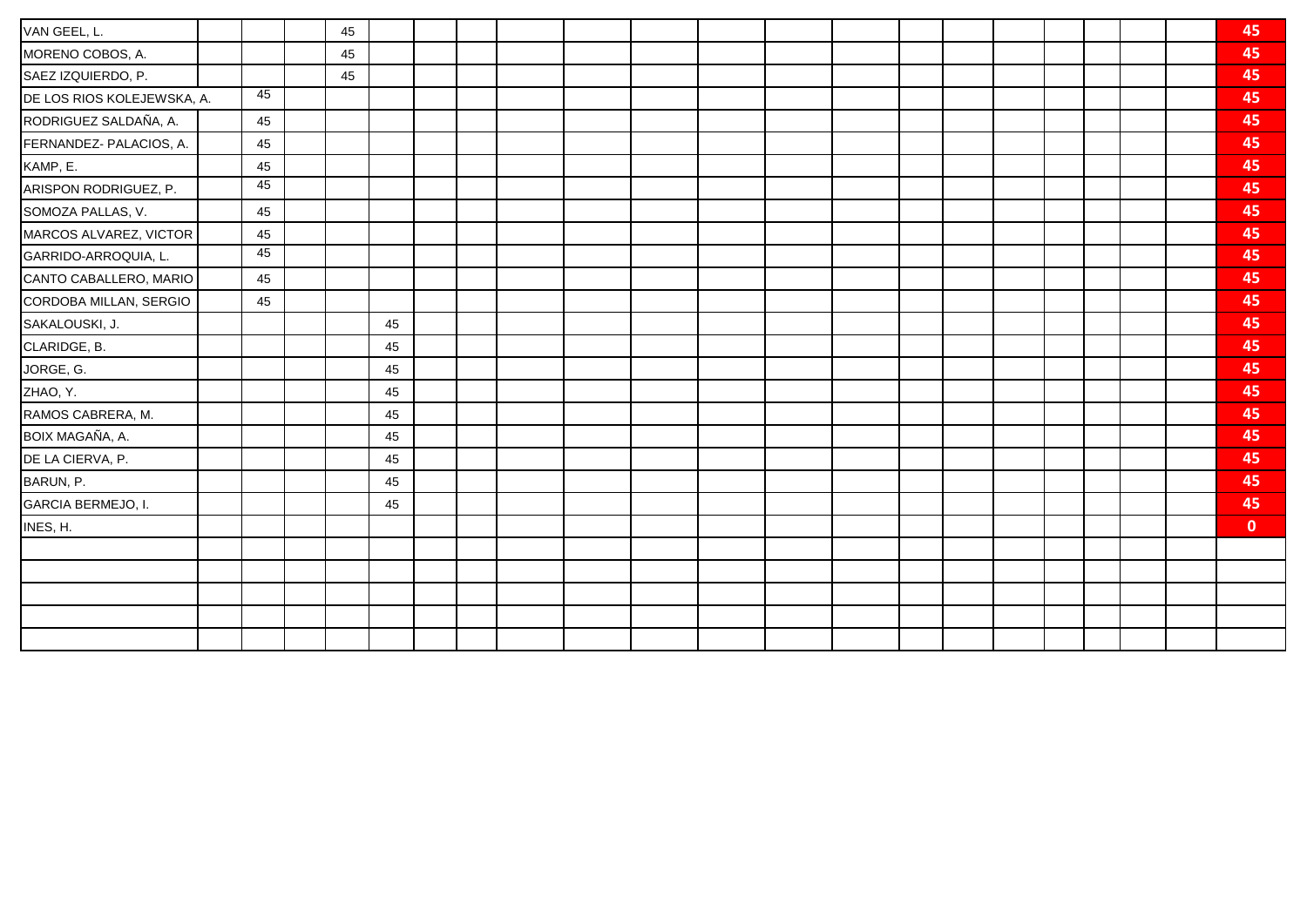| | | | | | | | | | | | | | | | | | | | | | |
|---|---|---|---|---|---|---|---|---|---|---|---|---|---|---|---|---|---|---|---|---|---|
| VAN GEEL, L. | | | | 45 | | | | | | | | | | | | | | | | | 45 |
| MORENO COBOS, A. | | | | 45 | | | | | | | | | | | | | | | | | 45 |
| SAEZ IZQUIERDO, P. | | | | 45 | | | | | | | | | | | | | | | | | 45 |
| DE LOS RIOS KOLEJEWSKA, A. | | 45 | | | | | | | | | | | | | | | | | | | 45 |
| RODRIGUEZ SALDAÑA, A. | | 45 | | | | | | | | | | | | | | | | | | | 45 |
| FERNANDEZ- PALACIOS, A. | | 45 | | | | | | | | | | | | | | | | | | | 45 |
| KAMP, E. | | 45 | | | | | | | | | | | | | | | | | | | 45 |
| ARISPON RODRIGUEZ, P. | | 45 | | | | | | | | | | | | | | | | | | | 45 |
| SOMOZA PALLAS, V. | | 45 | | | | | | | | | | | | | | | | | | | 45 |
| MARCOS ALVAREZ, VICTOR | | 45 | | | | | | | | | | | | | | | | | | | 45 |
| GARRIDO-ARROQUIA, L. | | 45 | | | | | | | | | | | | | | | | | | | 45 |
| CANTO CABALLERO, MARIO | | 45 | | | | | | | | | | | | | | | | | | | 45 |
| CORDOBA MILLAN, SERGIO | | 45 | | | | | | | | | | | | | | | | | | | 45 |
| SAKALOUSKI, J. | | | | | 45 | | | | | | | | | | | | | | | | 45 |
| CLARIDGE, B. | | | | | 45 | | | | | | | | | | | | | | | | 45 |
| JORGE, G. | | | | | 45 | | | | | | | | | | | | | | | | 45 |
| ZHAO, Y. | | | | | 45 | | | | | | | | | | | | | | | | 45 |
| RAMOS CABRERA, M. | | | | | 45 | | | | | | | | | | | | | | | | 45 |
| BOIX MAGAÑA, A. | | | | | 45 | | | | | | | | | | | | | | | | 45 |
| DE LA CIERVA, P. | | | | | 45 | | | | | | | | | | | | | | | | 45 |
| BARUN, P. | | | | | 45 | | | | | | | | | | | | | | | | 45 |
| GARCIA BERMEJO, I. | | | | | 45 | | | | | | | | | | | | | | | | 45 |
| INES, H. | | | | | | | | | | | | | | | | | | | | | 0 |
| | | | | | | | | | | | | | | | | | | | | | |
| | | | | | | | | | | | | | | | | | | | | | |
| | | | | | | | | | | | | | | | | | | | | | |
| | | | | | | | | | | | | | | | | | | | | | |
| | | | | | | | | | | | | | | | | | | | | | |